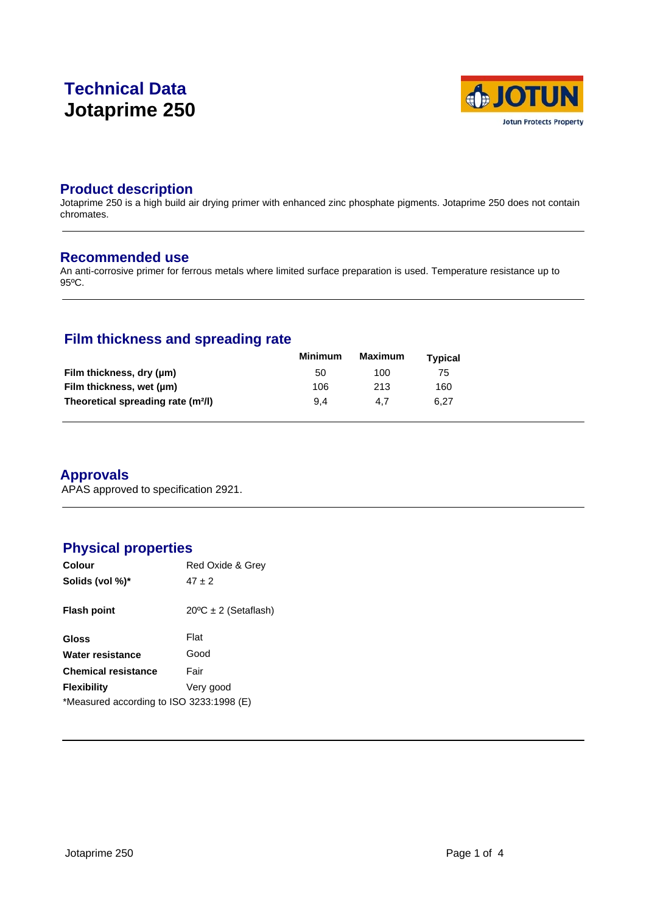# Technical Data
# Jotaprime 250

## Product description

Jotaprime 250 is a high build air drying primer with enhanced zinc phosphate pigments. Jotaprime 250 does not contain chromates.

## Recommended use

An anti-corrosive primer for ferrous metals where limited surface preparation is used. Temperature resistance up to 95ºC.

## Film thickness and spreading rate

| | Minimum | Maximum | Typical |
|---|---|---|---|
| **Film thickness, dry (µm)** | 50 | 100 | 75 |
| **Film thickness, wet (µm)** | 106 | 213 | 160 |
| **Theoretical spreading rate (m²/l)** | 9,4 | 4,7 | 6,27 |

## Approvals

APAS approved to specification 2921.

## Physical properties

| | |
|---|---|
| **Colour** | Red Oxide & Grey |
| **Solids (vol %)*** | 47 ± 2 |
| **Flash point** | 20ºC ± 2 (Setaflash) |
| **Gloss** | Flat |
| **Water resistance** | Good |
| **Chemical resistance** | Fair |
| **Flexibility** | Very good |

*Measured according to ISO 3233:1998 (E)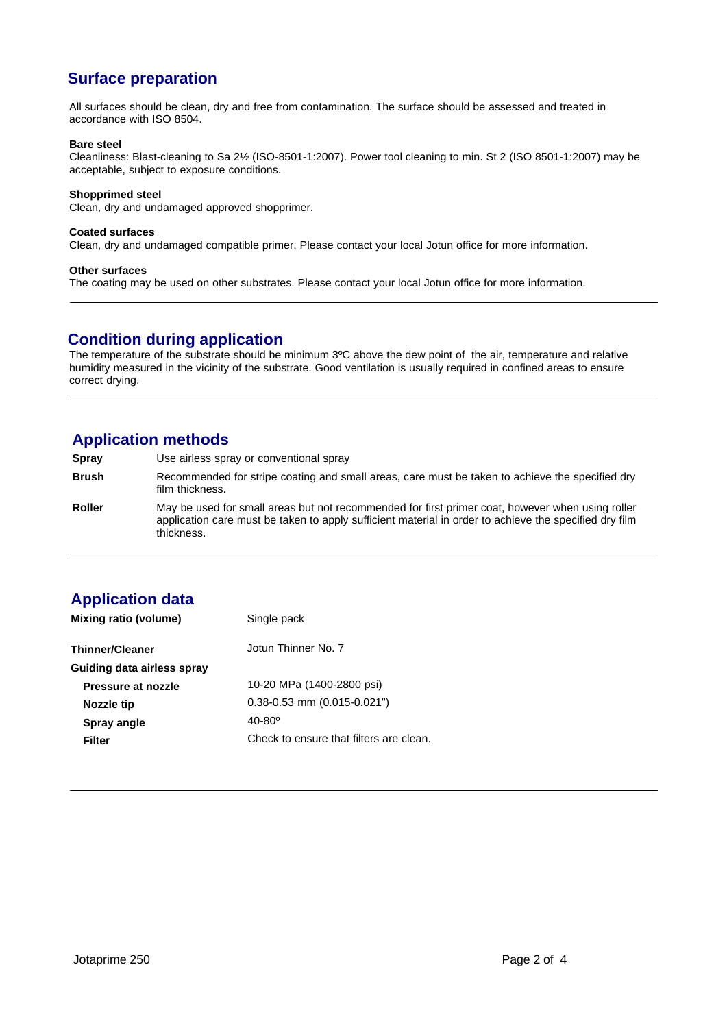## Surface preparation

All surfaces should be clean, dry and free from contamination. The surface should be assessed and treated in accordance with ISO 8504.

**Bare steel**
Cleanliness: Blast-cleaning to Sa 2½ (ISO-8501-1:2007). Power tool cleaning to min. St 2 (ISO 8501-1:2007) may be acceptable, subject to exposure conditions.

**Shopprimed steel**
Clean, dry and undamaged approved shopprimer.

**Coated surfaces**
Clean, dry and undamaged compatible primer. Please contact your local Jotun office for more information.

**Other surfaces**
The coating may be used on other substrates. Please contact your local Jotun office for more information.

## Condition during application

The temperature of the substrate should be minimum 3ºC above the dew point of the air, temperature and relative humidity measured in the vicinity of the substrate. Good ventilation is usually required in confined areas to ensure correct drying.

## Application methods

| | |
|---|---|
| **Spray** | Use airless spray or conventional spray |
| **Brush** | Recommended for stripe coating and small areas, care must be taken to achieve the specified dry film thickness. |
| **Roller** | May be used for small areas but not recommended for first primer coat, however when using roller application care must be taken to apply sufficient material in order to achieve the specified dry film thickness. |

## Application data

| | |
|---|---|
| **Mixing ratio (volume)** | Single pack |
| **Thinner/Cleaner** | Jotun Thinner No. 7 |
| **Guiding data airless spray** | |
| **Pressure at nozzle** | 10-20 MPa (1400-2800 psi) |
| **Nozzle tip** | 0.38-0.53 mm (0.015-0.021") |
| **Spray angle** | 40-80º |
| **Filter** | Check to ensure that filters are clean. |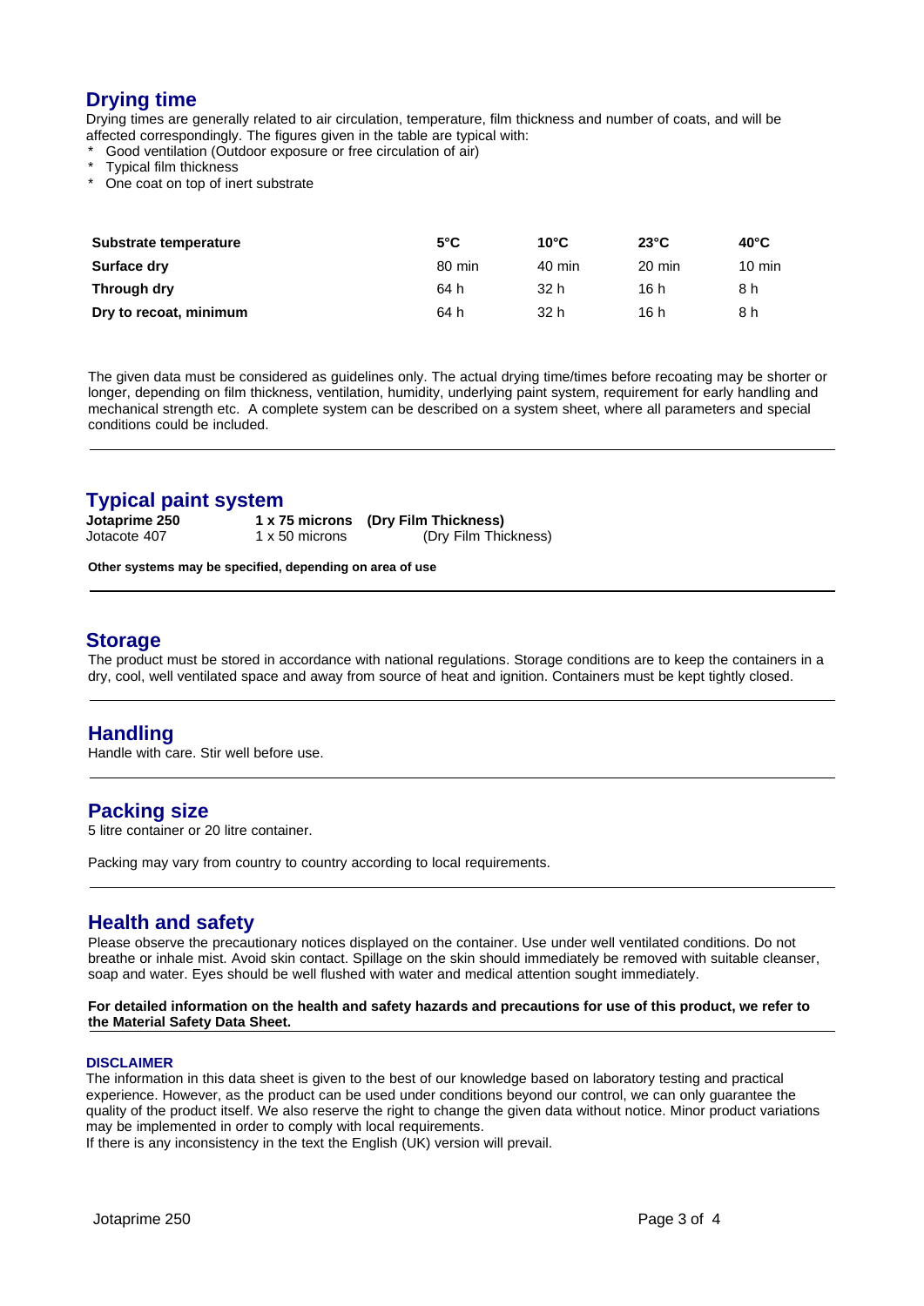## Drying time

Drying times are generally related to air circulation, temperature, film thickness and number of coats, and will be affected correspondingly. The figures given in the table are typical with:

* Good ventilation (Outdoor exposure or free circulation of air)
* Typical film thickness
* One coat on top of inert substrate

| Substrate temperature | 5°C | 10°C | 23°C | 40°C |
|---|---|---|---|---|
| Surface dry | 80 min | 40 min | 20 min | 10 min |
| Through dry | 64 h | 32 h | 16 h | 8 h |
| Dry to recoat, minimum | 64 h | 32 h | 16 h | 8 h |

The given data must be considered as guidelines only. The actual drying time/times before recoating may be shorter or longer, depending on film thickness, ventilation, humidity, underlying paint system, requirement for early handling and mechanical strength etc. A complete system can be described on a system sheet, where all parameters and special conditions could be included.

## Typical paint system

| | | |
|---|---|---|
| **Jotaprime 250** | **1 x 75 microns** | **(Dry Film Thickness)** |
| Jotacote 407 | 1 x 50 microns | (Dry Film Thickness) |

**Other systems may be specified, depending on area of use**

## Storage

The product must be stored in accordance with national regulations. Storage conditions are to keep the containers in a dry, cool, well ventilated space and away from source of heat and ignition. Containers must be kept tightly closed.

## Handling

Handle with care. Stir well before use.

## Packing size

5 litre container or 20 litre container.

Packing may vary from country to country according to local requirements.

## Health and safety

Please observe the precautionary notices displayed on the container. Use under well ventilated conditions. Do not breathe or inhale mist. Avoid skin contact. Spillage on the skin should immediately be removed with suitable cleanser, soap and water. Eyes should be well flushed with water and medical attention sought immediately.

**For detailed information on the health and safety hazards and precautions for use of this product, we refer to the Material Safety Data Sheet.**

### DISCLAIMER

The information in this data sheet is given to the best of our knowledge based on laboratory testing and practical experience. However, as the product can be used under conditions beyond our control, we can only guarantee the quality of the product itself. We also reserve the right to change the given data without notice. Minor product variations may be implemented in order to comply with local requirements.
If there is any inconsistency in the text the English (UK) version will prevail.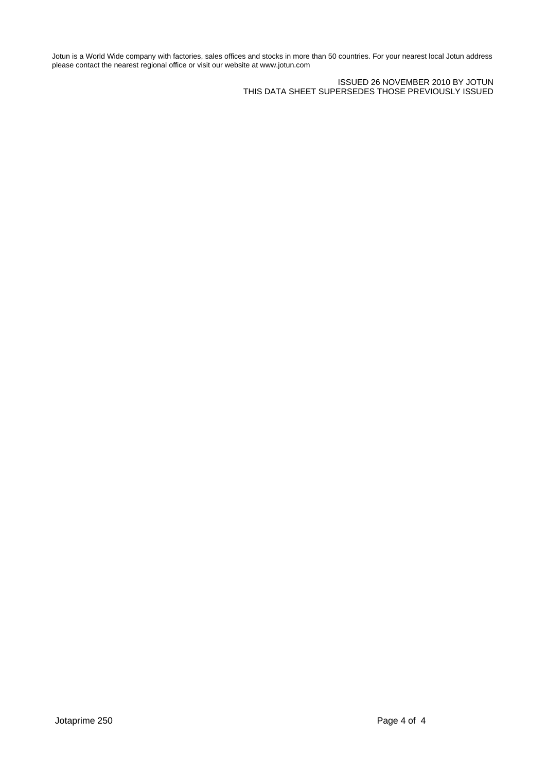Jotun is a World Wide company with factories, sales offices and stocks in more than 50 countries. For your nearest local Jotun address please contact the nearest regional office or visit our website at www.jotun.com

ISSUED 26 NOVEMBER 2010 BY JOTUN
THIS DATA SHEET SUPERSEDES THOSE PREVIOUSLY ISSUED